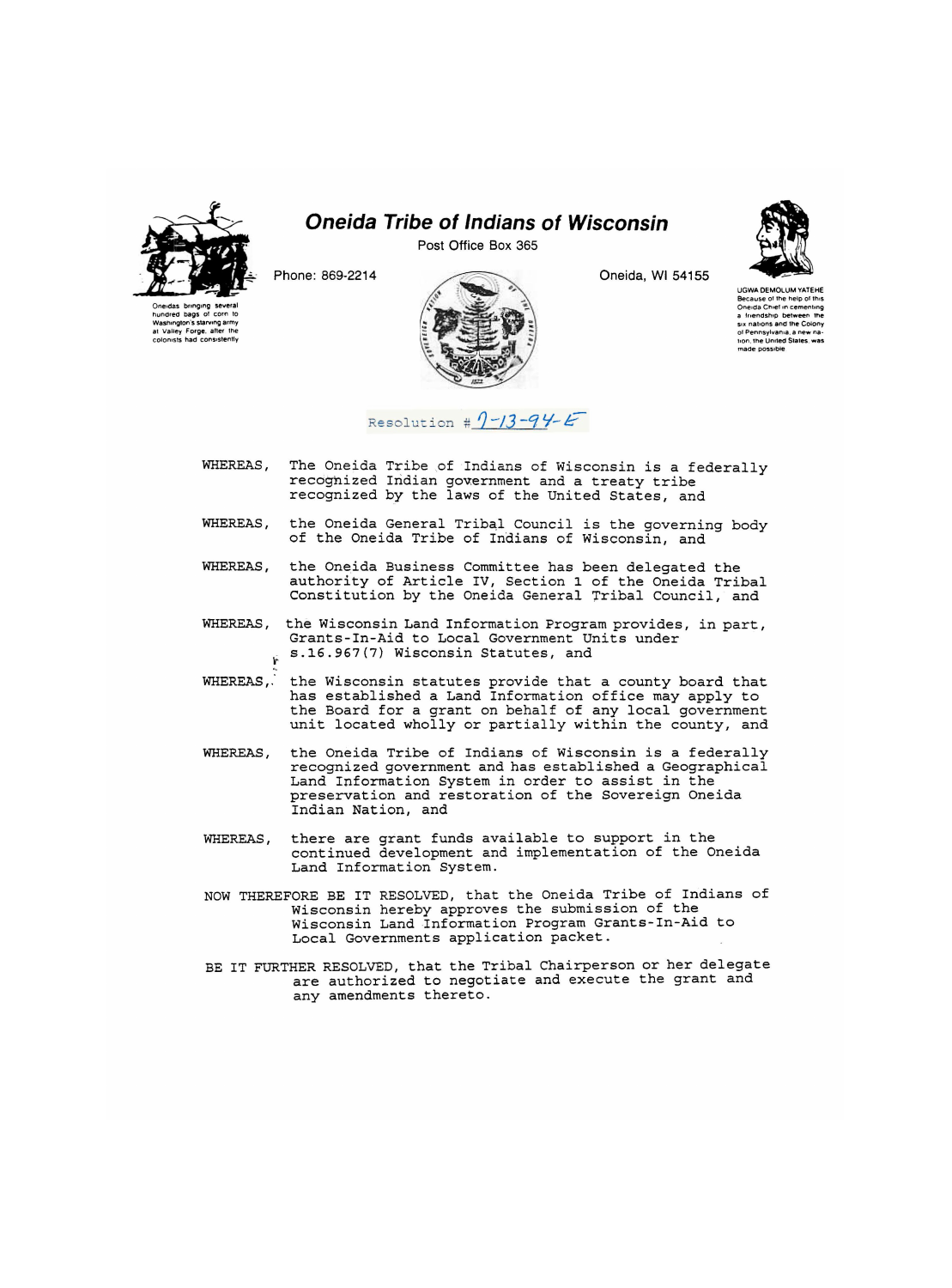# Oneida Tribe of Indians of Wisconsin

Post Office Box 365

Phone: 869-2214

Oneida, WI 54155

Oneidas bringing several hundred bags of corn to Washington's starving army at Valley Forge, after the colonists had consistently

UGWA DEMOLUM YATEHE
Because of the help of this Oneida Chief in cementing a friendship between the six nations and the Colony of Pennsylvania, a new nation, the United States, was made possible

Resolution # 7-13-94-E

WHEREAS, The Oneida Tribe of Indians of Wisconsin is a federally recognized Indian government and a treaty tribe recognized by the laws of the United States, and

WHEREAS, the Oneida General Tribal Council is the governing body of the Oneida Tribe of Indians of Wisconsin, and

WHEREAS, the Oneida Business Committee has been delegated the authority of Article IV, Section 1 of the Oneida Tribal Constitution by the Oneida General Tribal Council, and

WHEREAS, the Wisconsin Land Information Program provides, in part, Grants-In-Aid to Local Government Units under s.16.967(7) Wisconsin Statutes, and

WHEREAS, the Wisconsin statutes provide that a county board that has established a Land Information office may apply to the Board for a grant on behalf of any local government unit located wholly or partially within the county, and

WHEREAS, the Oneida Tribe of Indians of Wisconsin is a federally recognized government and has established a Geographical Land Information System in order to assist in the preservation and restoration of the Sovereign Oneida Indian Nation, and

WHEREAS, there are grant funds available to support in the continued development and implementation of the Oneida Land Information System.

NOW THEREFORE BE IT RESOLVED, that the Oneida Tribe of Indians of Wisconsin hereby approves the submission of the Wisconsin Land Information Program Grants-In-Aid to Local Governments application packet.

BE IT FURTHER RESOLVED, that the Tribal Chairperson or her delegate are authorized to negotiate and execute the grant and any amendments thereto.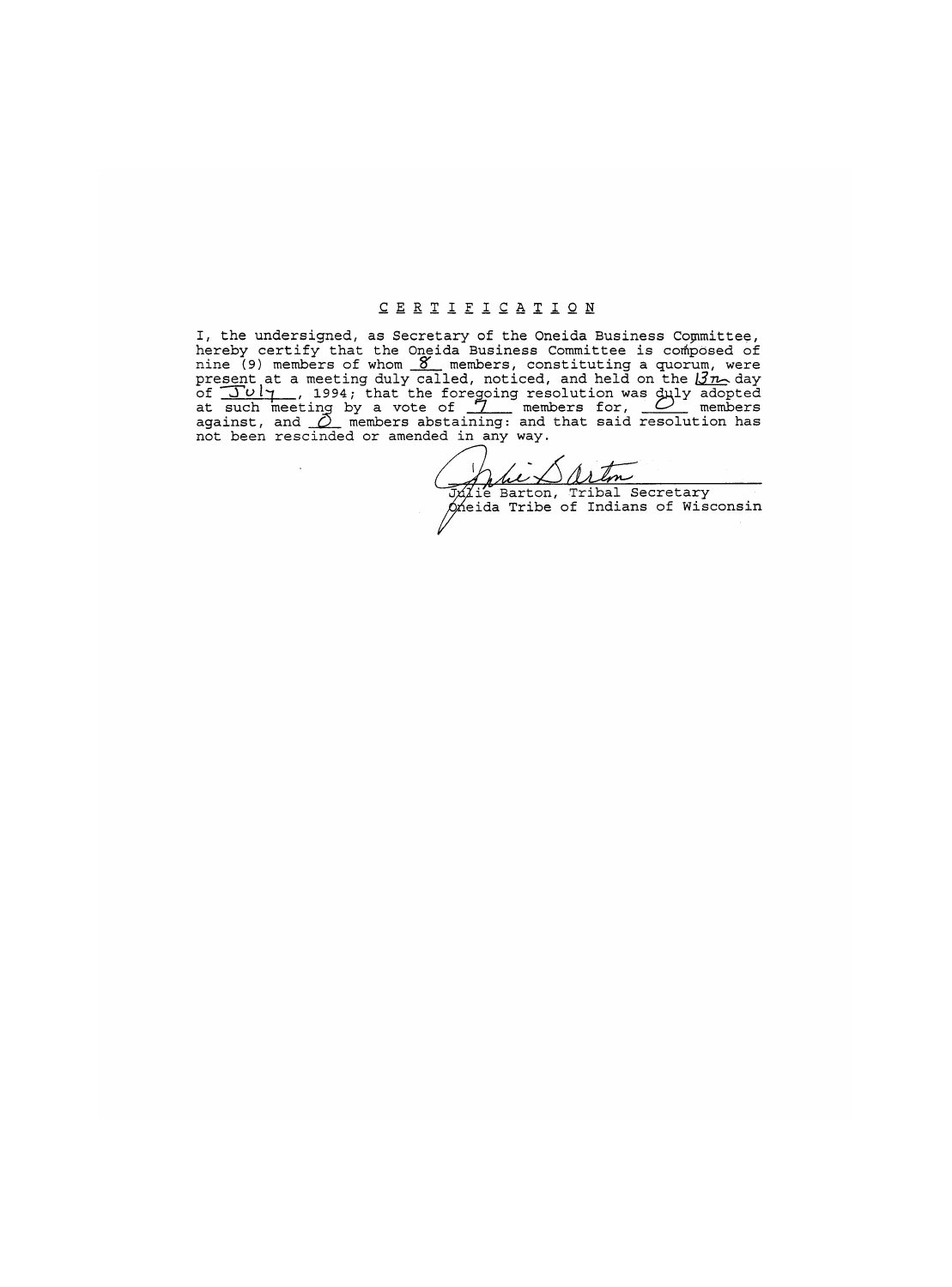## CERTIFICATION

I, the undersigned, as Secretary of the Oneida Business Committee, hereby certify that the Oneida Business Committee is composed of nine (9) members of whom 8 members, constituting a quorum, were present at a meeting duly called, noticed, and held on the 13th day of July, 1994; that the foregoing resolution was duly adopted at such meeting by a vote of 7 members for, 0 members against, and 0 members abstaining: and that said resolution has not been rescinded or amended in any way.

Julie Barton, Tribal Secretary
Oneida Tribe of Indians of Wisconsin